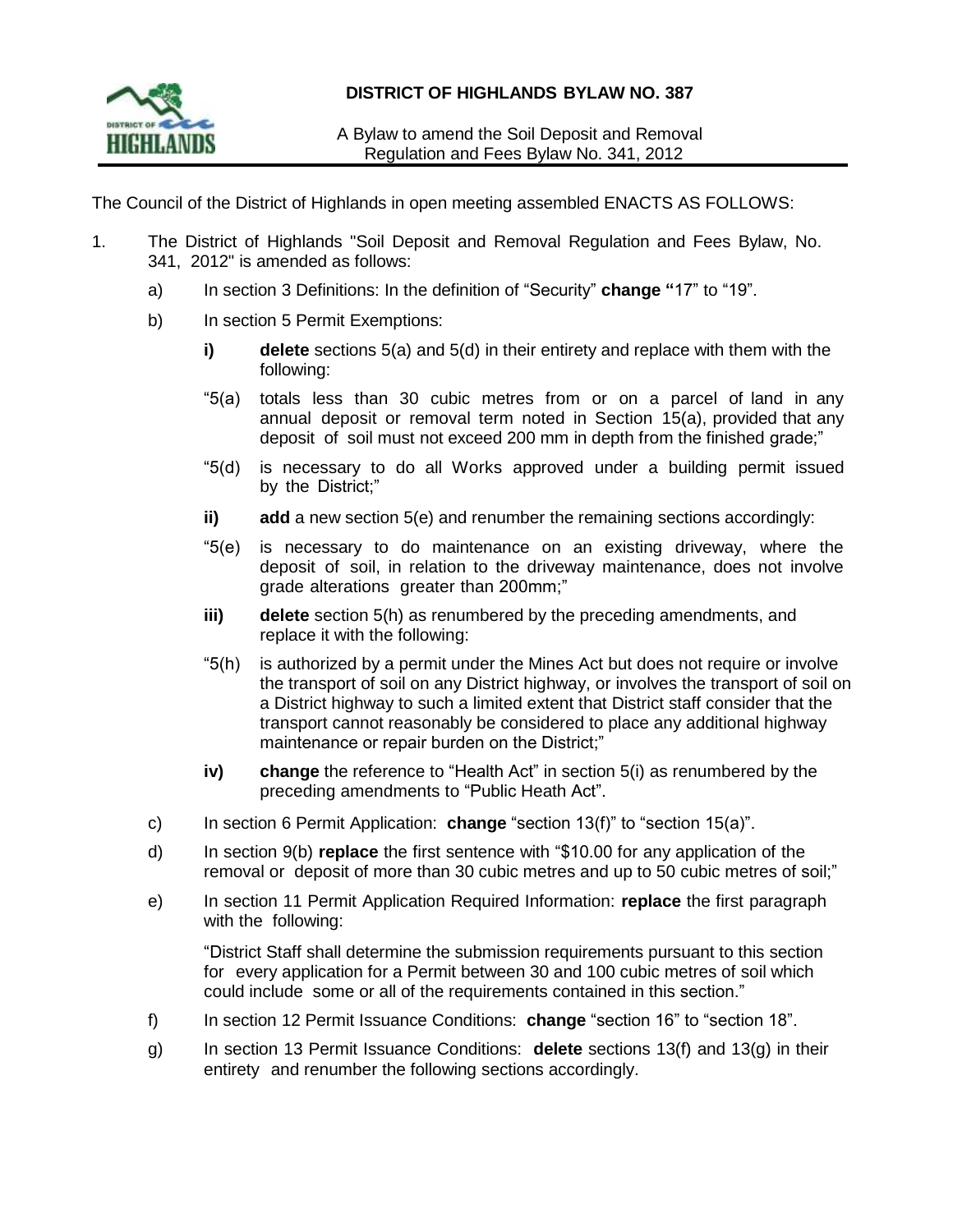# DISTRICT OF HIGHLANDS BYLAW NO. 387

A Bylaw to amend the Soil Deposit and Removal Regulation and Fees Bylaw No. 341, 2012

The Council of the District of Highlands in open meeting assembled ENACTS AS FOLLOWS:

1. The District of Highlands "Soil Deposit and Removal Regulation and Fees Bylaw, No. 341, 2012" is amended as follows:

   a) In section 3 Definitions: In the definition of "Security" **change "**17" to "19".

   b) In section 5 Permit Exemptions:

      **i)** **delete** sections 5(a) and 5(d) in their entirety and replace with them with the following:

      "5(a) totals less than 30 cubic metres from or on a parcel of land in any annual deposit or removal term noted in Section 15(a), provided that any deposit of soil must not exceed 200 mm in depth from the finished grade;"

      "5(d) is necessary to do all Works approved under a building permit issued by the District;"

      **ii)** **add** a new section 5(e) and renumber the remaining sections accordingly:

      "5(e) is necessary to do maintenance on an existing driveway, where the deposit of soil, in relation to the driveway maintenance, does not involve grade alterations greater than 200mm;"

      **iii)** **delete** section 5(h) as renumbered by the preceding amendments, and replace it with the following:

      "5(h) is authorized by a permit under the Mines Act but does not require or involve the transport of soil on any District highway, or involves the transport of soil on a District highway to such a limited extent that District staff consider that the transport cannot reasonably be considered to place any additional highway maintenance or repair burden on the District;"

      **iv)** **change** the reference to "Health Act" in section 5(i) as renumbered by the preceding amendments to "Public Heath Act".

   c) In section 6 Permit Application: **change** "section 13(f)" to "section 15(a)".

   d) In section 9(b) **replace** the first sentence with "$10.00 for any application of the removal or deposit of more than 30 cubic metres and up to 50 cubic metres of soil;"

   e) In section 11 Permit Application Required Information: **replace** the first paragraph with the following:

      "District Staff shall determine the submission requirements pursuant to this section for every application for a Permit between 30 and 100 cubic metres of soil which could include some or all of the requirements contained in this section."

   f) In section 12 Permit Issuance Conditions: **change** "section 16" to "section 18".

   g) In section 13 Permit Issuance Conditions: **delete** sections 13(f) and 13(g) in their entirety and renumber the following sections accordingly.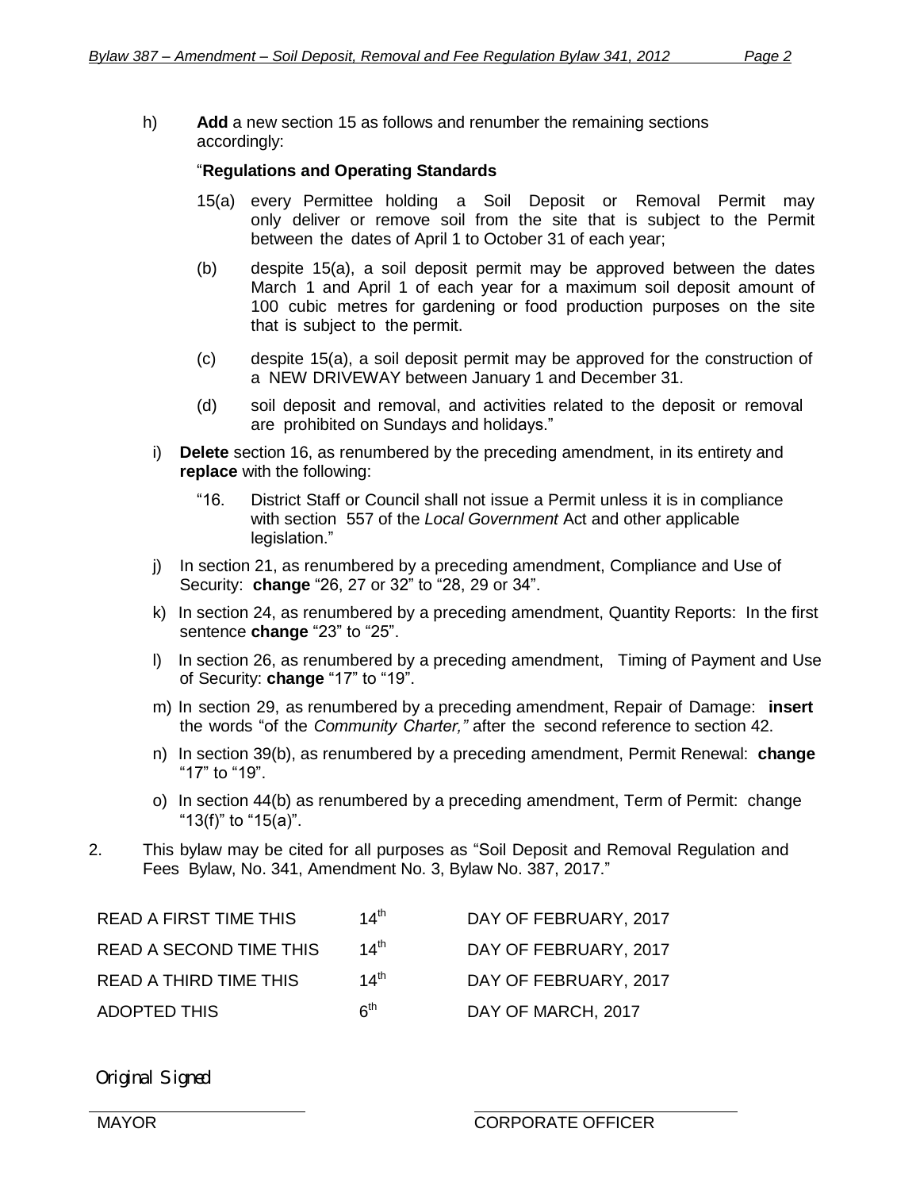h) **Add** a new section 15 as follows and renumber the remaining sections accordingly:

"**Regulations and Operating Standards**

15(a) every Permittee holding a Soil Deposit or Removal Permit may only deliver or remove soil from the site that is subject to the Permit between the dates of April 1 to October 31 of each year;

(b) despite 15(a), a soil deposit permit may be approved between the dates March 1 and April 1 of each year for a maximum soil deposit amount of 100 cubic metres for gardening or food production purposes on the site that is subject to the permit.

(c) despite 15(a), a soil deposit permit may be approved for the construction of a NEW DRIVEWAY between January 1 and December 31.

(d) soil deposit and removal, and activities related to the deposit or removal are prohibited on Sundays and holidays."

i) **Delete** section 16, as renumbered by the preceding amendment, in its entirety and **replace** with the following:

"16. District Staff or Council shall not issue a Permit unless it is in compliance with section 557 of the *Local Government* Act and other applicable legislation."

j) In section 21, as renumbered by a preceding amendment, Compliance and Use of Security: **change** "26, 27 or 32" to "28, 29 or 34".

k) In section 24, as renumbered by a preceding amendment, Quantity Reports: In the first sentence **change** "23" to "25".

l) In section 26, as renumbered by a preceding amendment, Timing of Payment and Use of Security: **change** "17" to "19".

m) In section 29, as renumbered by a preceding amendment, Repair of Damage: **insert** the words "of the *Community Charter,"* after the second reference to section 42.

n) In section 39(b), as renumbered by a preceding amendment, Permit Renewal: **change** "17" to "19".

o) In section 44(b) as renumbered by a preceding amendment, Term of Permit: change "13(f)" to "15(a)".

2. This bylaw may be cited for all purposes as "Soil Deposit and Removal Regulation and Fees Bylaw, No. 341, Amendment No. 3, Bylaw No. 387, 2017."

| | | |
|---|---|---|
| READ A FIRST TIME THIS | 14th | DAY OF FEBRUARY, 2017 |
| READ A SECOND TIME THIS | 14th | DAY OF FEBRUARY, 2017 |
| READ A THIRD TIME THIS | 14th | DAY OF FEBRUARY, 2017 |
| ADOPTED THIS | 6th | DAY OF MARCH, 2017 |

Original Signed

MAYOR

CORPORATE OFFICER